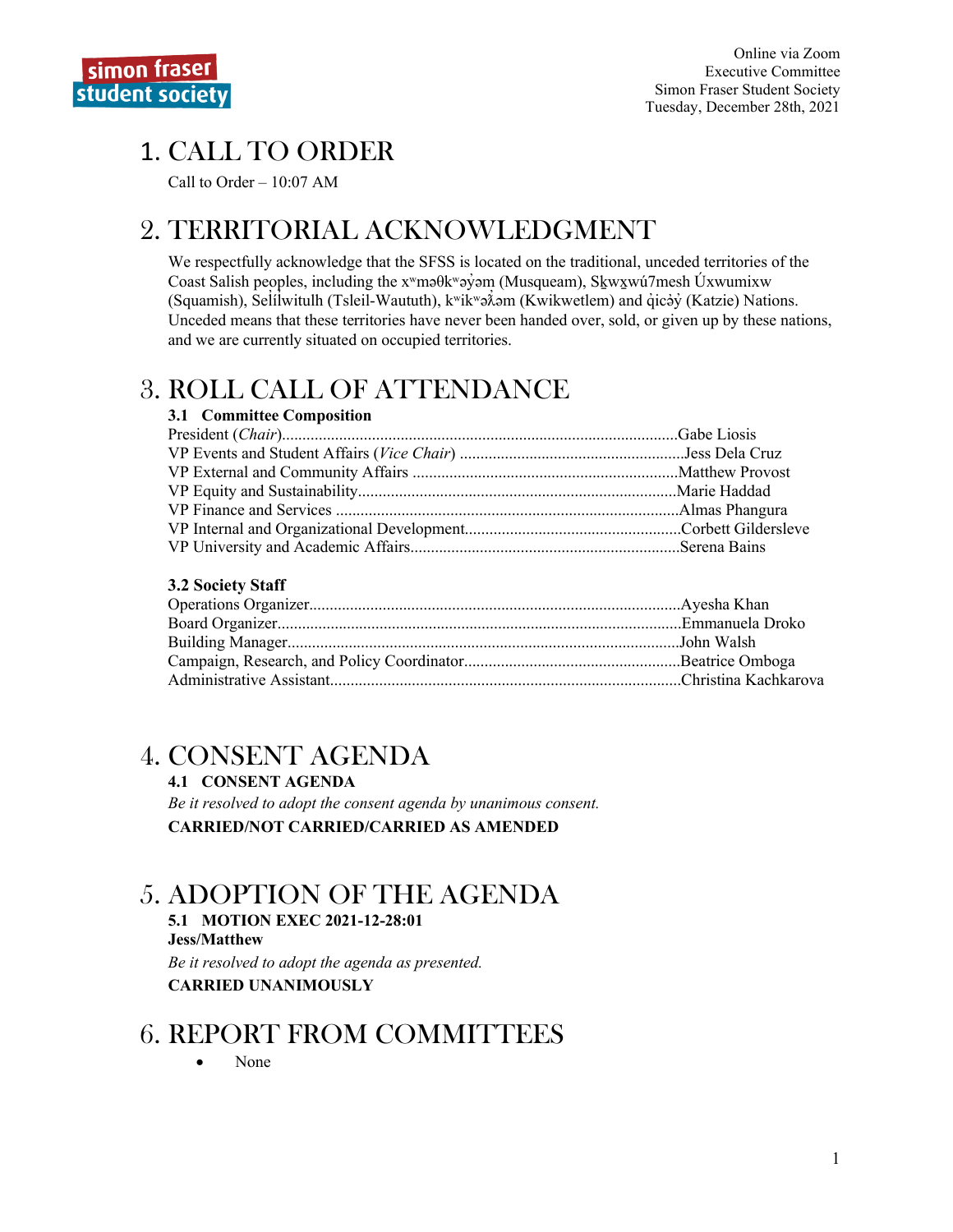Online via Zoom
Executive Committee
Simon Fraser Student Society
Tuesday, December 28th, 2021

# 1. CALL TO ORDER

Call to Order – 10:07 AM

# 2. TERRITORIAL ACKNOWLEDGMENT

We respectfully acknowledge that the SFSS is located on the traditional, unceded territories of the Coast Salish peoples, including the xʷməθkʷəy̓əm (Musqueam), Sḵwx̱wú7mesh Úxwumixw (Squamish), Sel̓íl̓witulh (Tsleil-Waututh), kʷikʷəƛ̓əm (Kwikwetlem) and q̓icə̓y̓ (Katzie) Nations. Unceded means that these territories have never been handed over, sold, or given up by these nations, and we are currently situated on occupied territories.

# 3. ROLL CALL OF ATTENDANCE

### 3.1 Committee Composition

President (*Chair*)................................................................................................Gabe Liosis
VP Events and Student Affairs (*Vice Chair*) .......................................................Jess Dela Cruz
VP External and Community Affairs ................................................................Matthew Provost
VP Equity and Sustainability.............................................................................Marie Haddad
VP Finance and Services ...................................................................................Almas Phangura
VP Internal and Organizational Development....................................................Corbett Gildersleve
VP University and Academic Affairs.................................................................Serena Bains

### 3.2 Society Staff

Operations Organizer..........................................................................................Ayesha Khan
Board Organizer.................................................................................................Emmanuela Droko
Building Manager...............................................................................................John Walsh
Campaign, Research, and Policy Coordinator....................................................Beatrice Omboga
Administrative Assistant.....................................................................................Christina Kachkarova

# 4. CONSENT AGENDA

### 4.1 CONSENT AGENDA

*Be it resolved to adopt the consent agenda by unanimous consent.*

**CARRIED/NOT CARRIED/CARRIED AS AMENDED**

# 5. ADOPTION OF THE AGENDA

### 5.1 MOTION EXEC 2021-12-28:01

**Jess/Matthew**

*Be it resolved to adopt the agenda as presented.*

**CARRIED UNANIMOUSLY**

# 6. REPORT FROM COMMITTEES

- None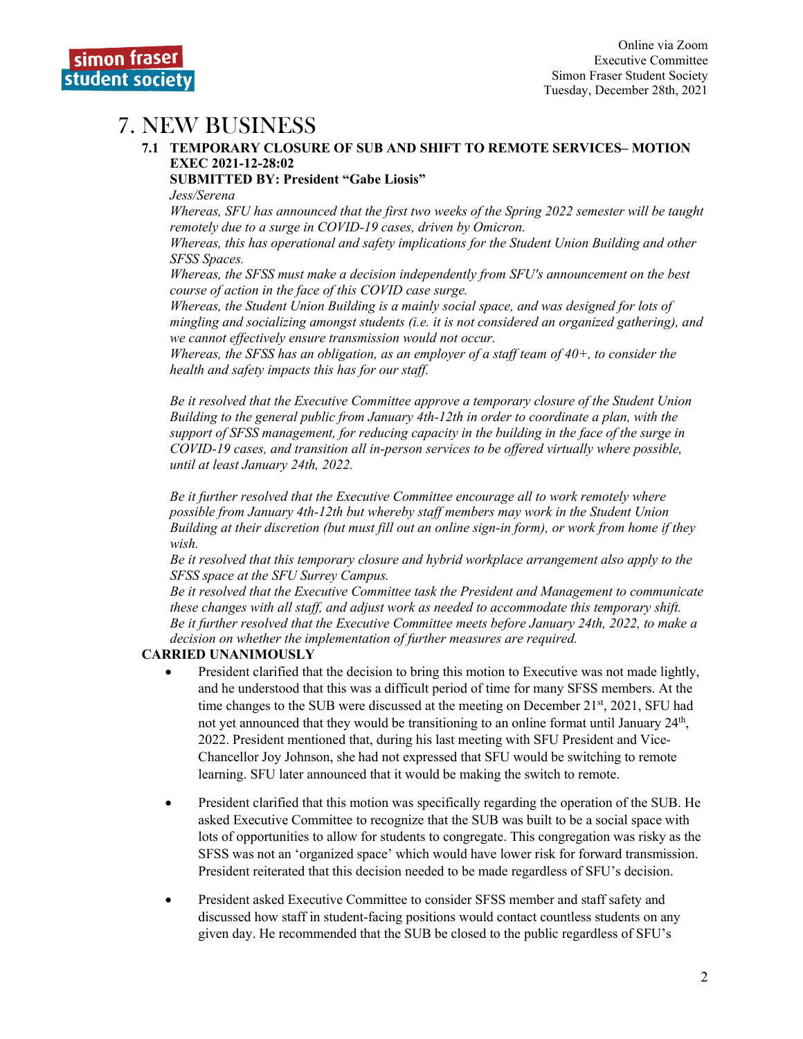# 7. NEW BUSINESS

**7.1 TEMPORARY CLOSURE OF SUB AND SHIFT TO REMOTE SERVICES– MOTION EXEC 2021-12-28:02**

**SUBMITTED BY: President "Gabe Liosis"**

*Jess/Serena*

*Whereas, SFU has announced that the first two weeks of the Spring 2022 semester will be taught remotely due to a surge in COVID-19 cases, driven by Omicron.*

*Whereas, this has operational and safety implications for the Student Union Building and other SFSS Spaces.*

*Whereas, the SFSS must make a decision independently from SFU's announcement on the best course of action in the face of this COVID case surge.*

*Whereas, the Student Union Building is a mainly social space, and was designed for lots of mingling and socializing amongst students (i.e. it is not considered an organized gathering), and we cannot effectively ensure transmission would not occur.*

*Whereas, the SFSS has an obligation, as an employer of a staff team of 40+, to consider the health and safety impacts this has for our staff.*

*Be it resolved that the Executive Committee approve a temporary closure of the Student Union Building to the general public from January 4th-12th in order to coordinate a plan, with the support of SFSS management, for reducing capacity in the building in the face of the surge in COVID-19 cases, and transition all in-person services to be offered virtually where possible, until at least January 24th, 2022.*

*Be it further resolved that the Executive Committee encourage all to work remotely where possible from January 4th-12th but whereby staff members may work in the Student Union Building at their discretion (but must fill out an online sign-in form), or work from home if they wish.*

*Be it resolved that this temporary closure and hybrid workplace arrangement also apply to the SFSS space at the SFU Surrey Campus.*

*Be it resolved that the Executive Committee task the President and Management to communicate these changes with all staff, and adjust work as needed to accommodate this temporary shift.*

*Be it further resolved that the Executive Committee meets before January 24th, 2022, to make a decision on whether the implementation of further measures are required.*

**CARRIED UNANIMOUSLY**

- President clarified that the decision to bring this motion to Executive was not made lightly, and he understood that this was a difficult period of time for many SFSS members. At the time changes to the SUB were discussed at the meeting on December 21st, 2021, SFU had not yet announced that they would be transitioning to an online format until January 24th, 2022. President mentioned that, during his last meeting with SFU President and Vice-Chancellor Joy Johnson, she had not expressed that SFU would be switching to remote learning. SFU later announced that it would be making the switch to remote.

- President clarified that this motion was specifically regarding the operation of the SUB. He asked Executive Committee to recognize that the SUB was built to be a social space with lots of opportunities to allow for students to congregate. This congregation was risky as the SFSS was not an 'organized space' which would have lower risk for forward transmission. President reiterated that this decision needed to be made regardless of SFU's decision.

- President asked Executive Committee to consider SFSS member and staff safety and discussed how staff in student-facing positions would contact countless students on any given day. He recommended that the SUB be closed to the public regardless of SFU's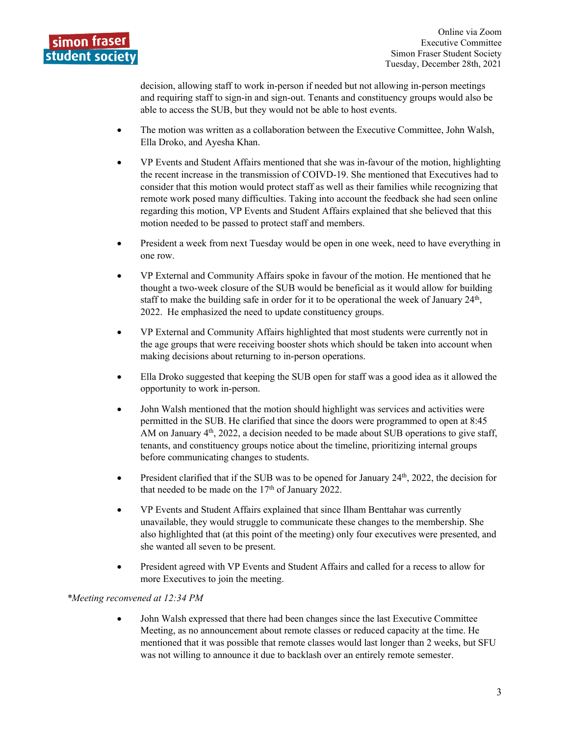decision, allowing staff to work in-person if needed but not allowing in-person meetings and requiring staff to sign-in and sign-out. Tenants and constituency groups would also be able to access the SUB, but they would not be able to host events.

- The motion was written as a collaboration between the Executive Committee, John Walsh, Ella Droko, and Ayesha Khan.
- VP Events and Student Affairs mentioned that she was in-favour of the motion, highlighting the recent increase in the transmission of COIVD-19. She mentioned that Executives had to consider that this motion would protect staff as well as their families while recognizing that remote work posed many difficulties. Taking into account the feedback she had seen online regarding this motion, VP Events and Student Affairs explained that she believed that this motion needed to be passed to protect staff and members.
- President a week from next Tuesday would be open in one week, need to have everything in one row.
- VP External and Community Affairs spoke in favour of the motion. He mentioned that he thought a two-week closure of the SUB would be beneficial as it would allow for building staff to make the building safe in order for it to be operational the week of January 24th, 2022. He emphasized the need to update constituency groups.
- VP External and Community Affairs highlighted that most students were currently not in the age groups that were receiving booster shots which should be taken into account when making decisions about returning to in-person operations.
- Ella Droko suggested that keeping the SUB open for staff was a good idea as it allowed the opportunity to work in-person.
- John Walsh mentioned that the motion should highlight was services and activities were permitted in the SUB. He clarified that since the doors were programmed to open at 8:45 AM on January 4th, 2022, a decision needed to be made about SUB operations to give staff, tenants, and constituency groups notice about the timeline, prioritizing internal groups before communicating changes to students.
- President clarified that if the SUB was to be opened for January 24th, 2022, the decision for that needed to be made on the 17th of January 2022.
- VP Events and Student Affairs explained that since Ilham Benttahar was currently unavailable, they would struggle to communicate these changes to the membership. She also highlighted that (at this point of the meeting) only four executives were presented, and she wanted all seven to be present.
- President agreed with VP Events and Student Affairs and called for a recess to allow for more Executives to join the meeting.

*\*Meeting reconvened at 12:34 PM*

- John Walsh expressed that there had been changes since the last Executive Committee Meeting, as no announcement about remote classes or reduced capacity at the time. He mentioned that it was possible that remote classes would last longer than 2 weeks, but SFU was not willing to announce it due to backlash over an entirely remote semester.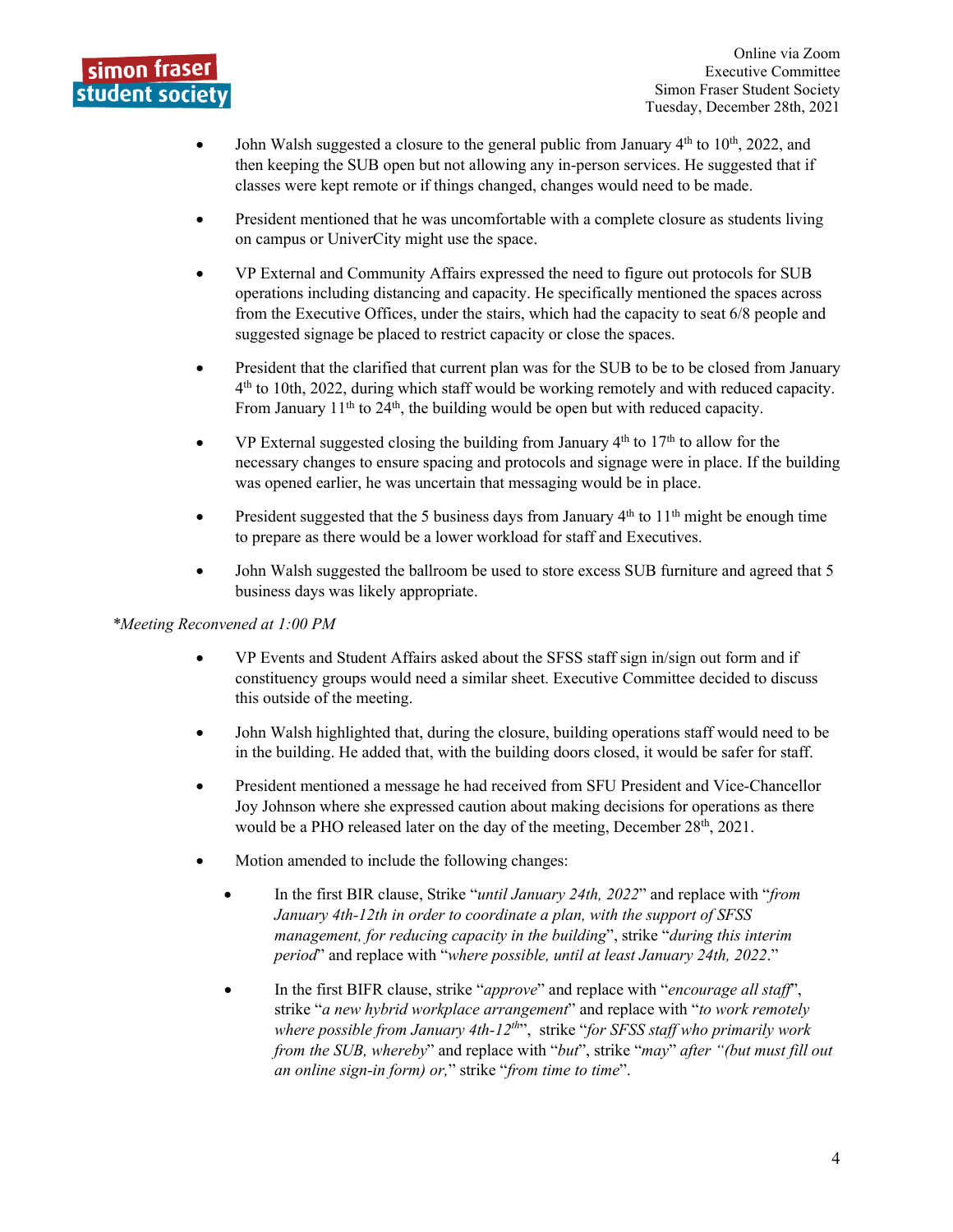- John Walsh suggested a closure to the general public from January 4th to 10th, 2022, and then keeping the SUB open but not allowing any in-person services. He suggested that if classes were kept remote or if things changed, changes would need to be made.

- President mentioned that he was uncomfortable with a complete closure as students living on campus or UniverCity might use the space.

- VP External and Community Affairs expressed the need to figure out protocols for SUB operations including distancing and capacity. He specifically mentioned the spaces across from the Executive Offices, under the stairs, which had the capacity to seat 6/8 people and suggested signage be placed to restrict capacity or close the spaces.

- President that the clarified that current plan was for the SUB to be to be closed from January 4th to 10th, 2022, during which staff would be working remotely and with reduced capacity. From January 11th to 24th, the building would be open but with reduced capacity.

- VP External suggested closing the building from January 4th to 17th to allow for the necessary changes to ensure spacing and protocols and signage were in place. If the building was opened earlier, he was uncertain that messaging would be in place.

- President suggested that the 5 business days from January 4th to 11th might be enough time to prepare as there would be a lower workload for staff and Executives.

- John Walsh suggested the ballroom be used to store excess SUB furniture and agreed that 5 business days was likely appropriate.

*\*Meeting Reconvened at 1:00 PM*

- VP Events and Student Affairs asked about the SFSS staff sign in/sign out form and if constituency groups would need a similar sheet. Executive Committee decided to discuss this outside of the meeting.

- John Walsh highlighted that, during the closure, building operations staff would need to be in the building. He added that, with the building doors closed, it would be safer for staff.

- President mentioned a message he had received from SFU President and Vice-Chancellor Joy Johnson where she expressed caution about making decisions for operations as there would be a PHO released later on the day of the meeting, December 28th, 2021.

- Motion amended to include the following changes:

    - In the first BIR clause, Strike "*until January 24th, 2022*" and replace with "*from January 4th-12th in order to coordinate a plan, with the support of SFSS management, for reducing capacity in the building*", strike "*during this interim period*" and replace with "*where possible, until at least January 24th, 2022*."

    - In the first BIFR clause, strike "*approve*" and replace with "*encourage all staff*", strike "*a new hybrid workplace arrangement*" and replace with "*to work remotely where possible from January 4th-12th*", strike "*for SFSS staff who primarily work from the SUB, whereby*" and replace with "*but*", strike "*may*" after *"(but must fill out an online sign-in form) or,*" strike "*from time to time*".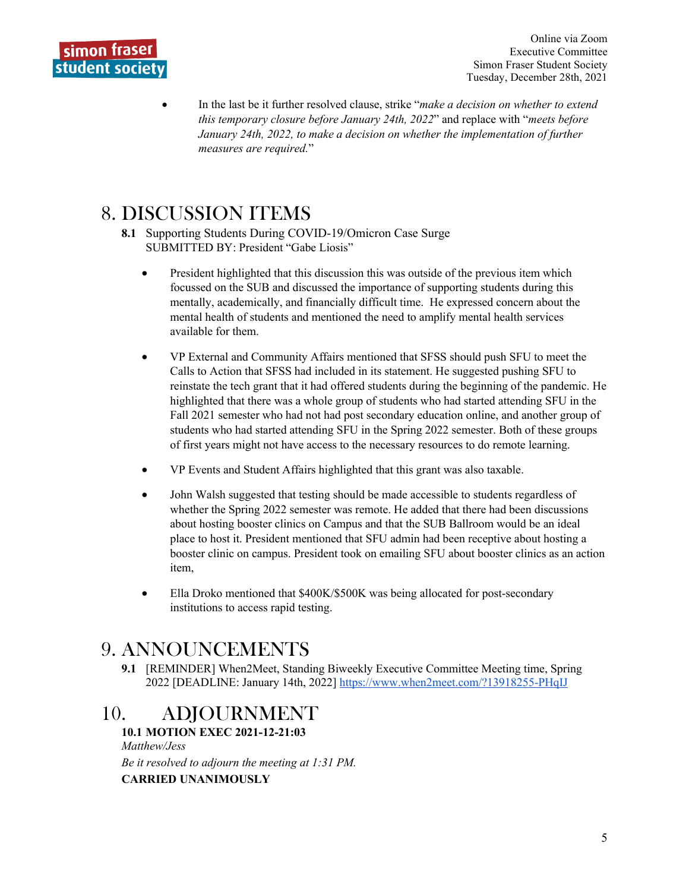- In the last be it further resolved clause, strike "*make a decision on whether to extend this temporary closure before January 24th, 2022*" and replace with "*meets before January 24th, 2022, to make a decision on whether the implementation of further measures are required.*"

# 8. DISCUSSION ITEMS

**8.1** Supporting Students During COVID-19/Omicron Case Surge
SUBMITTED BY: President "Gabe Liosis"

- President highlighted that this discussion this was outside of the previous item which focussed on the SUB and discussed the importance of supporting students during this mentally, academically, and financially difficult time. He expressed concern about the mental health of students and mentioned the need to amplify mental health services available for them.

- VP External and Community Affairs mentioned that SFSS should push SFU to meet the Calls to Action that SFSS had included in its statement. He suggested pushing SFU to reinstate the tech grant that it had offered students during the beginning of the pandemic. He highlighted that there was a whole group of students who had started attending SFU in the Fall 2021 semester who had not had post secondary education online, and another group of students who had started attending SFU in the Spring 2022 semester. Both of these groups of first years might not have access to the necessary resources to do remote learning.

- VP Events and Student Affairs highlighted that this grant was also taxable.

- John Walsh suggested that testing should be made accessible to students regardless of whether the Spring 2022 semester was remote. He added that there had been discussions about hosting booster clinics on Campus and that the SUB Ballroom would be an ideal place to host it. President mentioned that SFU admin had been receptive about hosting a booster clinic on campus. President took on emailing SFU about booster clinics as an action item,

- Ella Droko mentioned that $400K/$500K was being allocated for post-secondary institutions to access rapid testing.

# 9. ANNOUNCEMENTS

**9.1** [REMINDER] When2Meet, Standing Biweekly Executive Committee Meeting time, Spring 2022 [DEADLINE: January 14th, 2022] https://www.when2meet.com/?13918255-PHqIJ

# 10. ADJOURNMENT

**10.1 MOTION EXEC 2021-12-21:03**
*Matthew/Jess*
*Be it resolved to adjourn the meeting at 1:31 PM.*
**CARRIED UNANIMOUSLY**